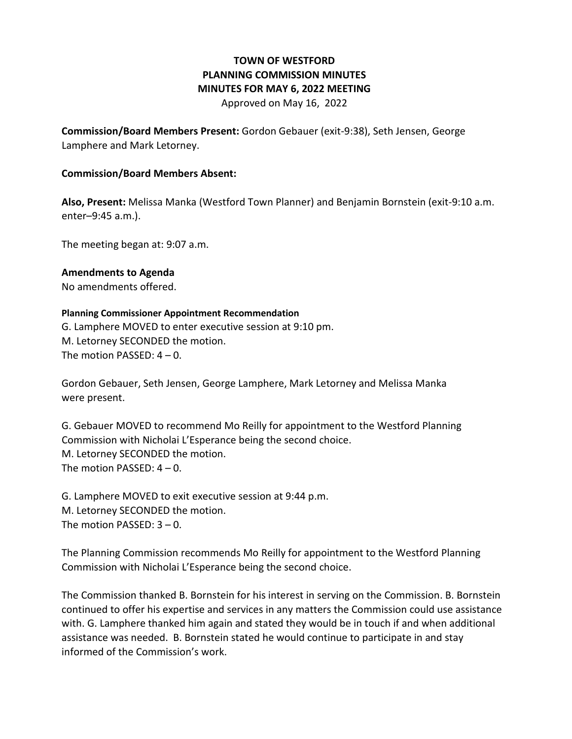# TOWN OF WESTFORD
# PLANNING COMMISSION MINUTES
# MINUTES FOR MAY 6, 2022 MEETING

Approved on May 16, 2022

**Commission/Board Members Present:** Gordon Gebauer (exit-9:38), Seth Jensen, George Lamphere and Mark Letorney.

**Commission/Board Members Absent:**

**Also, Present:** Melissa Manka (Westford Town Planner) and Benjamin Bornstein (exit-9:10 a.m. enter–9:45 a.m.).

The meeting began at: 9:07 a.m.

**Amendments to Agenda**

No amendments offered.

**Planning Commissioner Appointment Recommendation**

G. Lamphere MOVED to enter executive session at 9:10 pm.
M. Letorney SECONDED the motion.
The motion PASSED: 4 – 0.

Gordon Gebauer, Seth Jensen, George Lamphere, Mark Letorney and Melissa Manka were present.

G. Gebauer MOVED to recommend Mo Reilly for appointment to the Westford Planning Commission with Nicholai L'Esperance being the second choice.
M. Letorney SECONDED the motion.
The motion PASSED: 4 – 0.

G. Lamphere MOVED to exit executive session at 9:44 p.m.
M. Letorney SECONDED the motion.
The motion PASSED: 3 – 0.

The Planning Commission recommends Mo Reilly for appointment to the Westford Planning Commission with Nicholai L'Esperance being the second choice.

The Commission thanked B. Bornstein for his interest in serving on the Commission. B. Bornstein continued to offer his expertise and services in any matters the Commission could use assistance with. G. Lamphere thanked him again and stated they would be in touch if and when additional assistance was needed. B. Bornstein stated he would continue to participate in and stay informed of the Commission's work.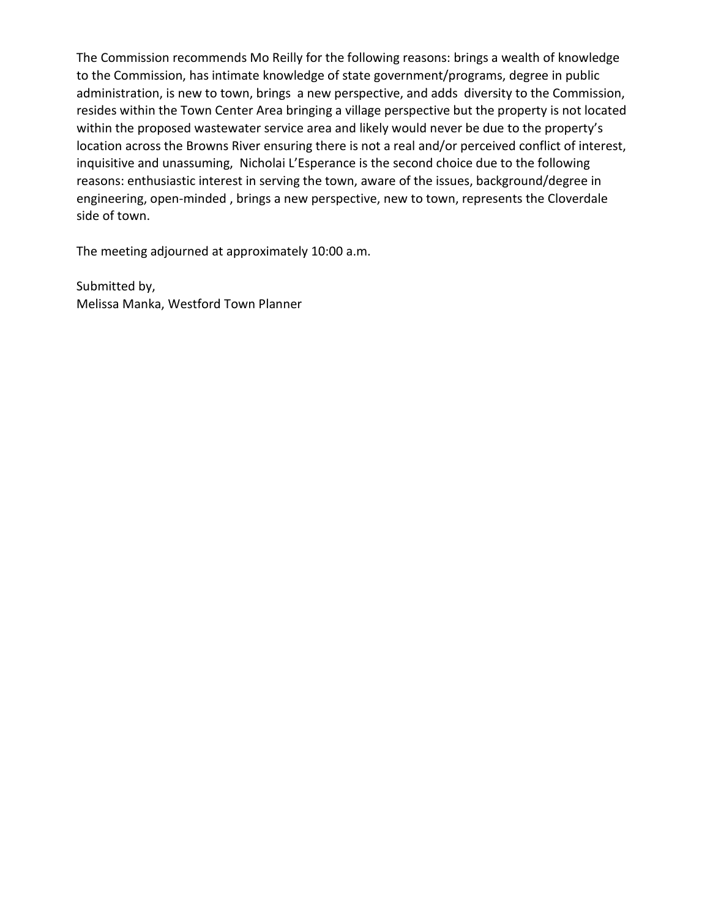The Commission recommends Mo Reilly for the following reasons: brings a wealth of knowledge to the Commission, has intimate knowledge of state government/programs, degree in public administration, is new to town, brings a new perspective, and adds diversity to the Commission, resides within the Town Center Area bringing a village perspective but the property is not located within the proposed wastewater service area and likely would never be due to the property's location across the Browns River ensuring there is not a real and/or perceived conflict of interest, inquisitive and unassuming, Nicholai L'Esperance is the second choice due to the following reasons: enthusiastic interest in serving the town, aware of the issues, background/degree in engineering, open-minded , brings a new perspective, new to town, represents the Cloverdale side of town.

The meeting adjourned at approximately 10:00 a.m.

Submitted by,
Melissa Manka, Westford Town Planner